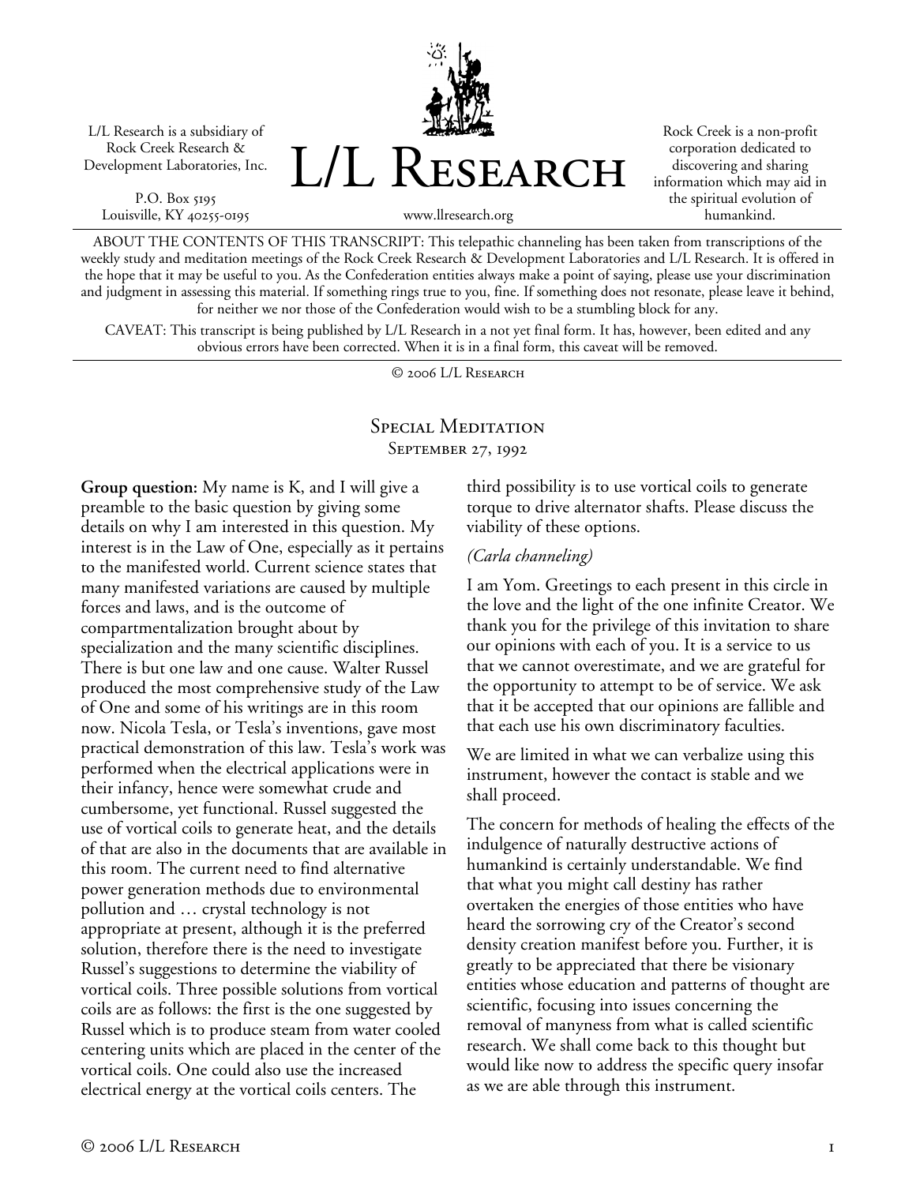L/L Research is a subsidiary of Rock Creek Research & Development Laboratories, Inc.

P.O. Box 5195
Louisville, KY 40255-0195

# L/L Research

www.llresearch.org

Rock Creek is a non-profit corporation dedicated to discovering and sharing information which may aid in the spiritual evolution of humankind.

ABOUT THE CONTENTS OF THIS TRANSCRIPT: This telepathic channeling has been taken from transcriptions of the weekly study and meditation meetings of the Rock Creek Research & Development Laboratories and L/L Research. It is offered in the hope that it may be useful to you. As the Confederation entities always make a point of saying, please use your discrimination and judgment in assessing this material. If something rings true to you, fine. If something does not resonate, please leave it behind, for neither we nor those of the Confederation would wish to be a stumbling block for any.

CAVEAT: This transcript is being published by L/L Research in a not yet final form. It has, however, been edited and any obvious errors have been corrected. When it is in a final form, this caveat will be removed.

© 2006 L/L Research

## Special Meditation
### September 27, 1992

**Group question:** My name is K, and I will give a preamble to the basic question by giving some details on why I am interested in this question. My interest is in the Law of One, especially as it pertains to the manifested world. Current science states that many manifested variations are caused by multiple forces and laws, and is the outcome of compartmentalization brought about by specialization and the many scientific disciplines. There is but one law and one cause. Walter Russel produced the most comprehensive study of the Law of One and some of his writings are in this room now. Nicola Tesla, or Tesla's inventions, gave most practical demonstration of this law. Tesla's work was performed when the electrical applications were in their infancy, hence were somewhat crude and cumbersome, yet functional. Russel suggested the use of vortical coils to generate heat, and the details of that are also in the documents that are available in this room. The current need to find alternative power generation methods due to environmental pollution and … crystal technology is not appropriate at present, although it is the preferred solution, therefore there is the need to investigate Russel's suggestions to determine the viability of vortical coils. Three possible solutions from vortical coils are as follows: the first is the one suggested by Russel which is to produce steam from water cooled centering units which are placed in the center of the vortical coils. One could also use the increased electrical energy at the vortical coils centers. The third possibility is to use vortical coils to generate torque to drive alternator shafts. Please discuss the viability of these options.

*(Carla channeling)*

I am Yom. Greetings to each present in this circle in the love and the light of the one infinite Creator. We thank you for the privilege of this invitation to share our opinions with each of you. It is a service to us that we cannot overestimate, and we are grateful for the opportunity to attempt to be of service. We ask that it be accepted that our opinions are fallible and that each use his own discriminatory faculties.

We are limited in what we can verbalize using this instrument, however the contact is stable and we shall proceed.

The concern for methods of healing the effects of the indulgence of naturally destructive actions of humankind is certainly understandable. We find that what you might call destiny has rather overtaken the energies of those entities who have heard the sorrowing cry of the Creator's second density creation manifest before you. Further, it is greatly to be appreciated that there be visionary entities whose education and patterns of thought are scientific, focusing into issues concerning the removal of manyness from what is called scientific research. We shall come back to this thought but would like now to address the specific query insofar as we are able through this instrument.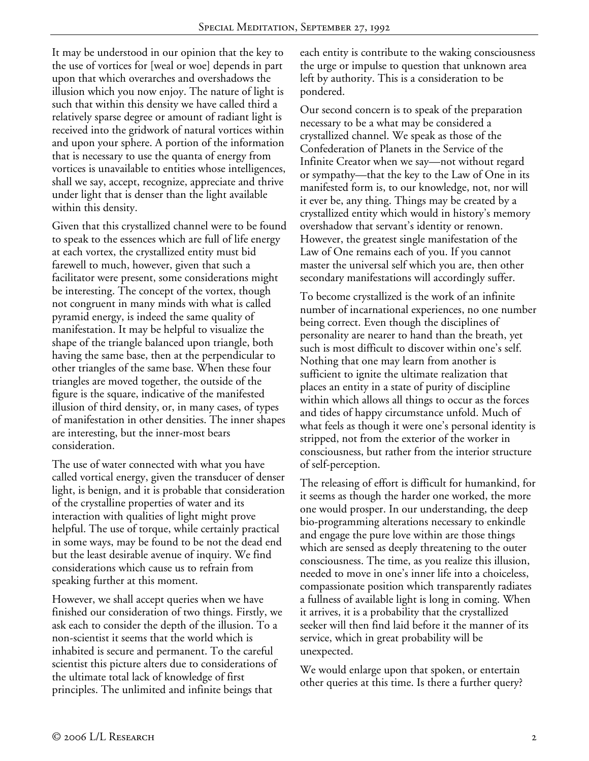It may be understood in our opinion that the key to the use of vortices for [weal or woe] depends in part upon that which overarches and overshadows the illusion which you now enjoy. The nature of light is such that within this density we have called third a relatively sparse degree or amount of radiant light is received into the gridwork of natural vortices within and upon your sphere. A portion of the information that is necessary to use the quanta of energy from vortices is unavailable to entities whose intelligences, shall we say, accept, recognize, appreciate and thrive under light that is denser than the light available within this density.

Given that this crystallized channel were to be found to speak to the essences which are full of life energy at each vortex, the crystallized entity must bid farewell to much, however, given that such a facilitator were present, some considerations might be interesting. The concept of the vortex, though not congruent in many minds with what is called pyramid energy, is indeed the same quality of manifestation. It may be helpful to visualize the shape of the triangle balanced upon triangle, both having the same base, then at the perpendicular to other triangles of the same base. When these four triangles are moved together, the outside of the figure is the square, indicative of the manifested illusion of third density, or, in many cases, of types of manifestation in other densities. The inner shapes are interesting, but the inner-most bears consideration.

The use of water connected with what you have called vortical energy, given the transducer of denser light, is benign, and it is probable that consideration of the crystalline properties of water and its interaction with qualities of light might prove helpful. The use of torque, while certainly practical in some ways, may be found to be not the dead end but the least desirable avenue of inquiry. We find considerations which cause us to refrain from speaking further at this moment.

However, we shall accept queries when we have finished our consideration of two things. Firstly, we ask each to consider the depth of the illusion. To a non-scientist it seems that the world which is inhabited is secure and permanent. To the careful scientist this picture alters due to considerations of the ultimate total lack of knowledge of first principles. The unlimited and infinite beings that each entity is contribute to the waking consciousness the urge or impulse to question that unknown area left by authority. This is a consideration to be pondered.

Our second concern is to speak of the preparation necessary to be a what may be considered a crystallized channel. We speak as those of the Confederation of Planets in the Service of the Infinite Creator when we say—not without regard or sympathy—that the key to the Law of One in its manifested form is, to our knowledge, not, nor will it ever be, any thing. Things may be created by a crystallized entity which would in history's memory overshadow that servant's identity or renown. However, the greatest single manifestation of the Law of One remains each of you. If you cannot master the universal self which you are, then other secondary manifestations will accordingly suffer.

To become crystallized is the work of an infinite number of incarnational experiences, no one number being correct. Even though the disciplines of personality are nearer to hand than the breath, yet such is most difficult to discover within one's self. Nothing that one may learn from another is sufficient to ignite the ultimate realization that places an entity in a state of purity of discipline within which allows all things to occur as the forces and tides of happy circumstance unfold. Much of what feels as though it were one's personal identity is stripped, not from the exterior of the worker in consciousness, but rather from the interior structure of self-perception.

The releasing of effort is difficult for humankind, for it seems as though the harder one worked, the more one would prosper. In our understanding, the deep bio-programming alterations necessary to enkindle and engage the pure love within are those things which are sensed as deeply threatening to the outer consciousness. The time, as you realize this illusion, needed to move in one's inner life into a choiceless, compassionate position which transparently radiates a fullness of available light is long in coming. When it arrives, it is a probability that the crystallized seeker will then find laid before it the manner of its service, which in great probability will be unexpected.

We would enlarge upon that spoken, or entertain other queries at this time. Is there a further query?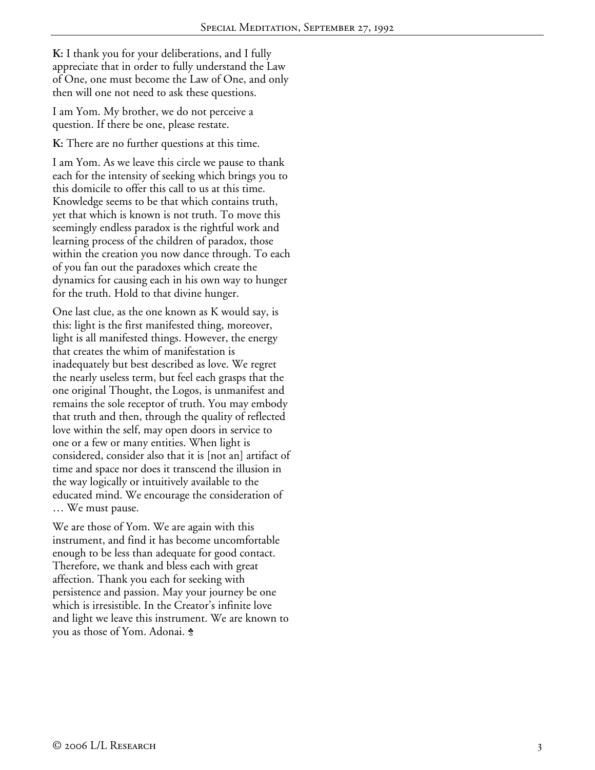**K:** I thank you for your deliberations, and I fully appreciate that in order to fully understand the Law of One, one must become the Law of One, and only then will one not need to ask these questions.

I am Yom. My brother, we do not perceive a question. If there be one, please restate.

**K:** There are no further questions at this time.

I am Yom. As we leave this circle we pause to thank each for the intensity of seeking which brings you to this domicile to offer this call to us at this time. Knowledge seems to be that which contains truth, yet that which is known is not truth. To move this seemingly endless paradox is the rightful work and learning process of the children of paradox, those within the creation you now dance through. To each of you fan out the paradoxes which create the dynamics for causing each in his own way to hunger for the truth. Hold to that divine hunger.

One last clue, as the one known as K would say, is this: light is the first manifested thing, moreover, light is all manifested things. However, the energy that creates the whim of manifestation is inadequately but best described as love. We regret the nearly useless term, but feel each grasps that the one original Thought, the Logos, is unmanifest and remains the sole receptor of truth. You may embody that truth and then, through the quality of reflected love within the self, may open doors in service to one or a few or many entities. When light is considered, consider also that it is [not an] artifact of time and space nor does it transcend the illusion in the way logically or intuitively available to the educated mind. We encourage the consideration of … We must pause.

We are those of Yom. We are again with this instrument, and find it has become uncomfortable enough to be less than adequate for good contact. Therefore, we thank and bless each with great affection. Thank you each for seeking with persistence and passion. May your journey be one which is irresistible. In the Creator's infinite love and light we leave this instrument. We are known to you as those of Yom. Adonai. ♣

© 2006 L/L Research